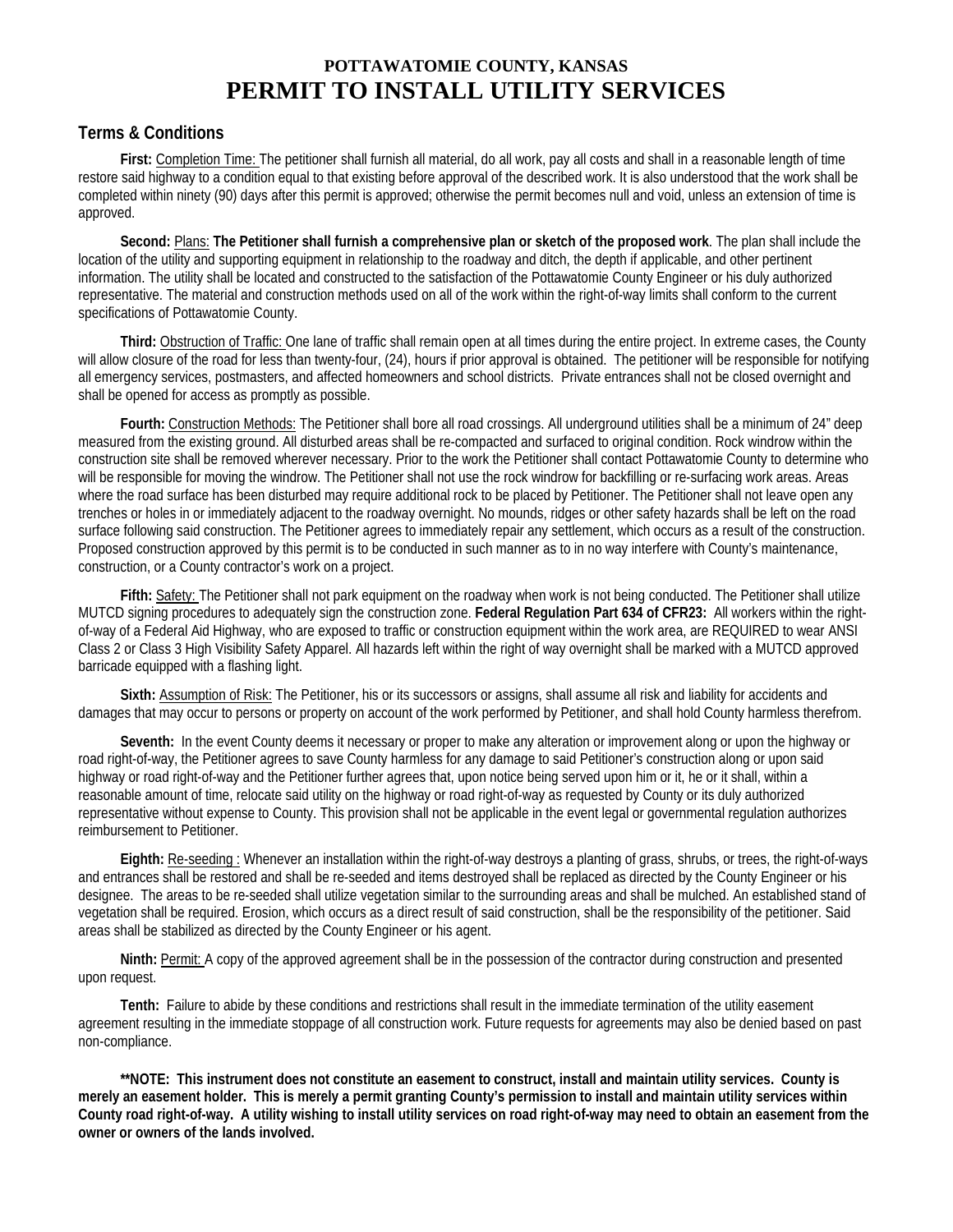# POTTAWATOMIE COUNTY, KANSAS
# PERMIT TO INSTALL UTILITY SERVICES

## Terms & Conditions

**First:** Completion Time: The petitioner shall furnish all material, do all work, pay all costs and shall in a reasonable length of time restore said highway to a condition equal to that existing before approval of the described work. It is also understood that the work shall be completed within ninety (90) days after this permit is approved; otherwise the permit becomes null and void, unless an extension of time is approved.

**Second:** Plans: **The Petitioner shall furnish a comprehensive plan or sketch of the proposed work**. The plan shall include the location of the utility and supporting equipment in relationship to the roadway and ditch, the depth if applicable, and other pertinent information. The utility shall be located and constructed to the satisfaction of the Pottawatomie County Engineer or his duly authorized representative. The material and construction methods used on all of the work within the right-of-way limits shall conform to the current specifications of Pottawatomie County.

**Third:** Obstruction of Traffic: One lane of traffic shall remain open at all times during the entire project. In extreme cases, the County will allow closure of the road for less than twenty-four, (24), hours if prior approval is obtained. The petitioner will be responsible for notifying all emergency services, postmasters, and affected homeowners and school districts. Private entrances shall not be closed overnight and shall be opened for access as promptly as possible.

**Fourth:** Construction Methods: The Petitioner shall bore all road crossings. All underground utilities shall be a minimum of 24" deep measured from the existing ground. All disturbed areas shall be re-compacted and surfaced to original condition. Rock windrow within the construction site shall be removed wherever necessary. Prior to the work the Petitioner shall contact Pottawatomie County to determine who will be responsible for moving the windrow. The Petitioner shall not use the rock windrow for backfilling or re-surfacing work areas. Areas where the road surface has been disturbed may require additional rock to be placed by Petitioner. The Petitioner shall not leave open any trenches or holes in or immediately adjacent to the roadway overnight. No mounds, ridges or other safety hazards shall be left on the road surface following said construction. The Petitioner agrees to immediately repair any settlement, which occurs as a result of the construction. Proposed construction approved by this permit is to be conducted in such manner as to in no way interfere with County's maintenance, construction, or a County contractor's work on a project.

**Fifth:** Safety: The Petitioner shall not park equipment on the roadway when work is not being conducted. The Petitioner shall utilize MUTCD signing procedures to adequately sign the construction zone. **Federal Regulation Part 634 of CFR23:** All workers within the right-of-way of a Federal Aid Highway, who are exposed to traffic or construction equipment within the work area, are REQUIRED to wear ANSI Class 2 or Class 3 High Visibility Safety Apparel. All hazards left within the right of way overnight shall be marked with a MUTCD approved barricade equipped with a flashing light.

**Sixth:** Assumption of Risk: The Petitioner, his or its successors or assigns, shall assume all risk and liability for accidents and damages that may occur to persons or property on account of the work performed by Petitioner, and shall hold County harmless therefrom.

**Seventh:** In the event County deems it necessary or proper to make any alteration or improvement along or upon the highway or road right-of-way, the Petitioner agrees to save County harmless for any damage to said Petitioner's construction along or upon said highway or road right-of-way and the Petitioner further agrees that, upon notice being served upon him or it, he or it shall, within a reasonable amount of time, relocate said utility on the highway or road right-of-way as requested by County or its duly authorized representative without expense to County. This provision shall not be applicable in the event legal or governmental regulation authorizes reimbursement to Petitioner.

**Eighth:** Re-seeding : Whenever an installation within the right-of-way destroys a planting of grass, shrubs, or trees, the right-of-ways and entrances shall be restored and shall be re-seeded and items destroyed shall be replaced as directed by the County Engineer or his designee. The areas to be re-seeded shall utilize vegetation similar to the surrounding areas and shall be mulched. An established stand of vegetation shall be required. Erosion, which occurs as a direct result of said construction, shall be the responsibility of the petitioner. Said areas shall be stabilized as directed by the County Engineer or his agent.

**Ninth:** Permit: A copy of the approved agreement shall be in the possession of the contractor during construction and presented upon request.

**Tenth:** Failure to abide by these conditions and restrictions shall result in the immediate termination of the utility easement agreement resulting in the immediate stoppage of all construction work. Future requests for agreements may also be denied based on past non-compliance.

**\*\*NOTE: This instrument does not constitute an easement to construct, install and maintain utility services. County is merely an easement holder. This is merely a permit granting County's permission to install and maintain utility services within County road right-of-way. A utility wishing to install utility services on road right-of-way may need to obtain an easement from the owner or owners of the lands involved.**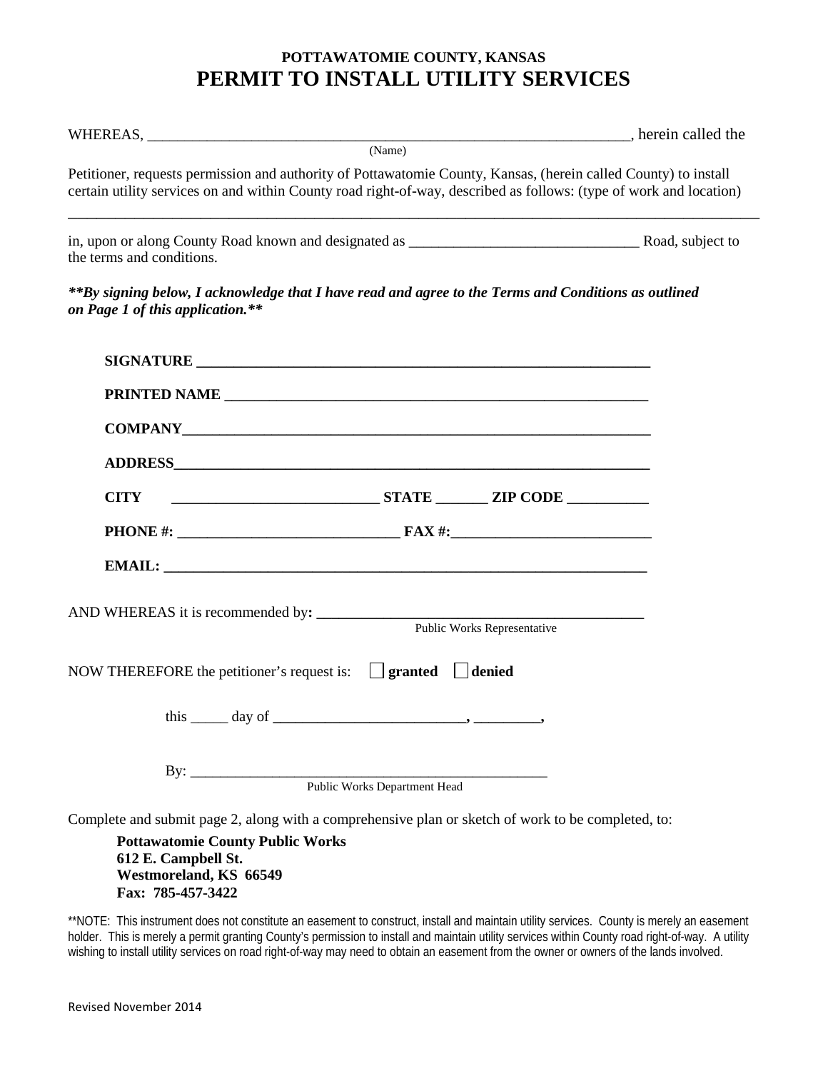**POTTAWATOMIE COUNTY, KANSAS**

# PERMIT TO INSTALL UTILITY SERVICES

WHEREAS, ___________________________________________________________________, herein called the
(Name)

Petitioner, requests permission and authority of Pottawatomie County, Kansas, (herein called County) to install certain utility services on and within County road right-of-way, described as follows: (type of work and location)

______________________________________________________________________________________

in, upon or along County Road known and designated as ______________________________ Road, subject to the terms and conditions.

***\*\*By signing below, I acknowledge that I have read and agree to the Terms and Conditions as outlined on Page 1 of this application.\*\****

**SIGNATURE** ____________________________________________________________

**PRINTED NAME** ________________________________________________________

**COMPANY**______________________________________________________________

**ADDRESS**______________________________________________________________

**CITY** ___________________________ **STATE** _______ **ZIP CODE** ___________

**PHONE #:** _____________________________ **FAX #:**__________________________

**EMAIL:** _______________________________________________________________

AND WHEREAS it is recommended by**:** ___________________________________________
Public Works Representative

NOW THEREFORE the petitioner's request is: ☐ **granted** ☐ **denied**

this _____ day of **__________________________, _________,**

By: __________________________________________________
Public Works Department Head

Complete and submit page 2, along with a comprehensive plan or sketch of work to be completed, to:

**Pottawatomie County Public Works**
**612 E. Campbell St.**
**Westmoreland, KS 66549**
**Fax: 785-457-3422**

**NOTE: This instrument does not constitute an easement to construct, install and maintain utility services. County is merely an easement holder. This is merely a permit granting County's permission to install and maintain utility services within County road right-of-way. A utility wishing to install utility services on road right-of-way may need to obtain an easement from the owner or owners of the lands involved.

Revised November 2014